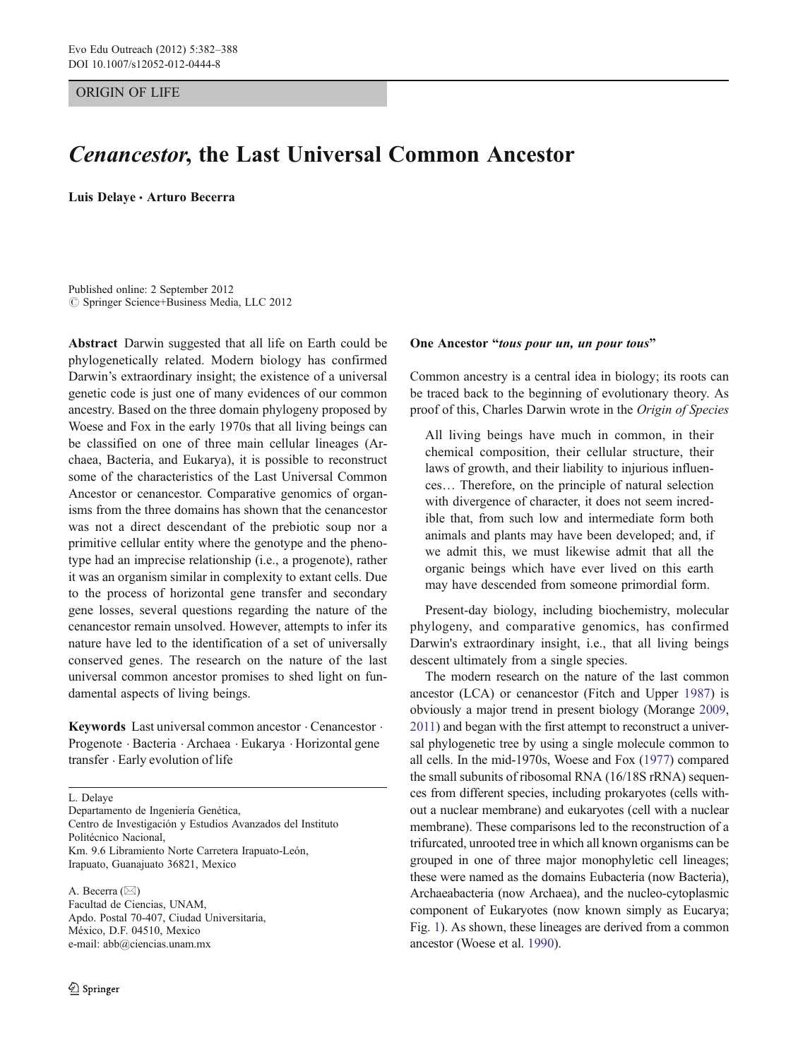ORIGIN OF LIFE

# *Cenancestor*, the Last Universal Common Ancestor

**Luis Delaye · Arturo Becerra**

Published online: 2 September 2012
© Springer Science+Business Media, LLC 2012

**Abstract** Darwin suggested that all life on Earth could be phylogenetically related. Modern biology has confirmed Darwin's extraordinary insight; the existence of a universal genetic code is just one of many evidences of our common ancestry. Based on the three domain phylogeny proposed by Woese and Fox in the early 1970s that all living beings can be classified on one of three main cellular lineages (Archaea, Bacteria, and Eukarya), it is possible to reconstruct some of the characteristics of the Last Universal Common Ancestor or cenancestor. Comparative genomics of organisms from the three domains has shown that the cenancestor was not a direct descendant of the prebiotic soup nor a primitive cellular entity where the genotype and the phenotype had an imprecise relationship (i.e., a progenote), rather it was an organism similar in complexity to extant cells. Due to the process of horizontal gene transfer and secondary gene losses, several questions regarding the nature of the cenancestor remain unsolved. However, attempts to infer its nature have led to the identification of a set of universally conserved genes. The research on the nature of the last universal common ancestor promises to shed light on fundamental aspects of living beings.

**Keywords** Last universal common ancestor · Cenancestor · Progenote · Bacteria · Archaea · Eukarya · Horizontal gene transfer · Early evolution of life

L. Delaye
Departamento de Ingeniería Genética,
Centro de Investigación y Estudios Avanzados del Instituto Politécnico Nacional,
Km. 9.6 Libramiento Norte Carretera Irapuato-León,
Irapuato, Guanajuato 36821, Mexico

A. Becerra (✉)
Facultad de Ciencias, UNAM,
Apdo. Postal 70-407, Ciudad Universitaria,
México, D.F. 04510, Mexico
e-mail: abb@ciencias.unam.mx

## One Ancestor "*tous pour un, un pour tous*"

Common ancestry is a central idea in biology; its roots can be traced back to the beginning of evolutionary theory. As proof of this, Charles Darwin wrote in the *Origin of Species*

> All living beings have much in common, in their chemical composition, their cellular structure, their laws of growth, and their liability to injurious influences… Therefore, on the principle of natural selection with divergence of character, it does not seem incredible that, from such low and intermediate form both animals and plants may have been developed; and, if we admit this, we must likewise admit that all the organic beings which have ever lived on this earth may have descended from someone primordial form.

Present-day biology, including biochemistry, molecular phylogeny, and comparative genomics, has confirmed Darwin's extraordinary insight, i.e., that all living beings descent ultimately from a single species.

The modern research on the nature of the last common ancestor (LCA) or cenancestor (Fitch and Upper 1987) is obviously a major trend in present biology (Morange 2009, 2011) and began with the first attempt to reconstruct a universal phylogenetic tree by using a single molecule common to all cells. In the mid-1970s, Woese and Fox (1977) compared the small subunits of ribosomal RNA (16/18S rRNA) sequences from different species, including prokaryotes (cells without a nuclear membrane) and eukaryotes (cell with a nuclear membrane). These comparisons led to the reconstruction of a trifurcated, unrooted tree in which all known organisms can be grouped in one of three major monophyletic cell lineages; these were named as the domains Eubacteria (now Bacteria), Archaeabacteria (now Archaea), and the nucleo-cytoplasmic component of Eukaryotes (now known simply as Eucarya; Fig. 1). As shown, these lineages are derived from a common ancestor (Woese et al. 1990).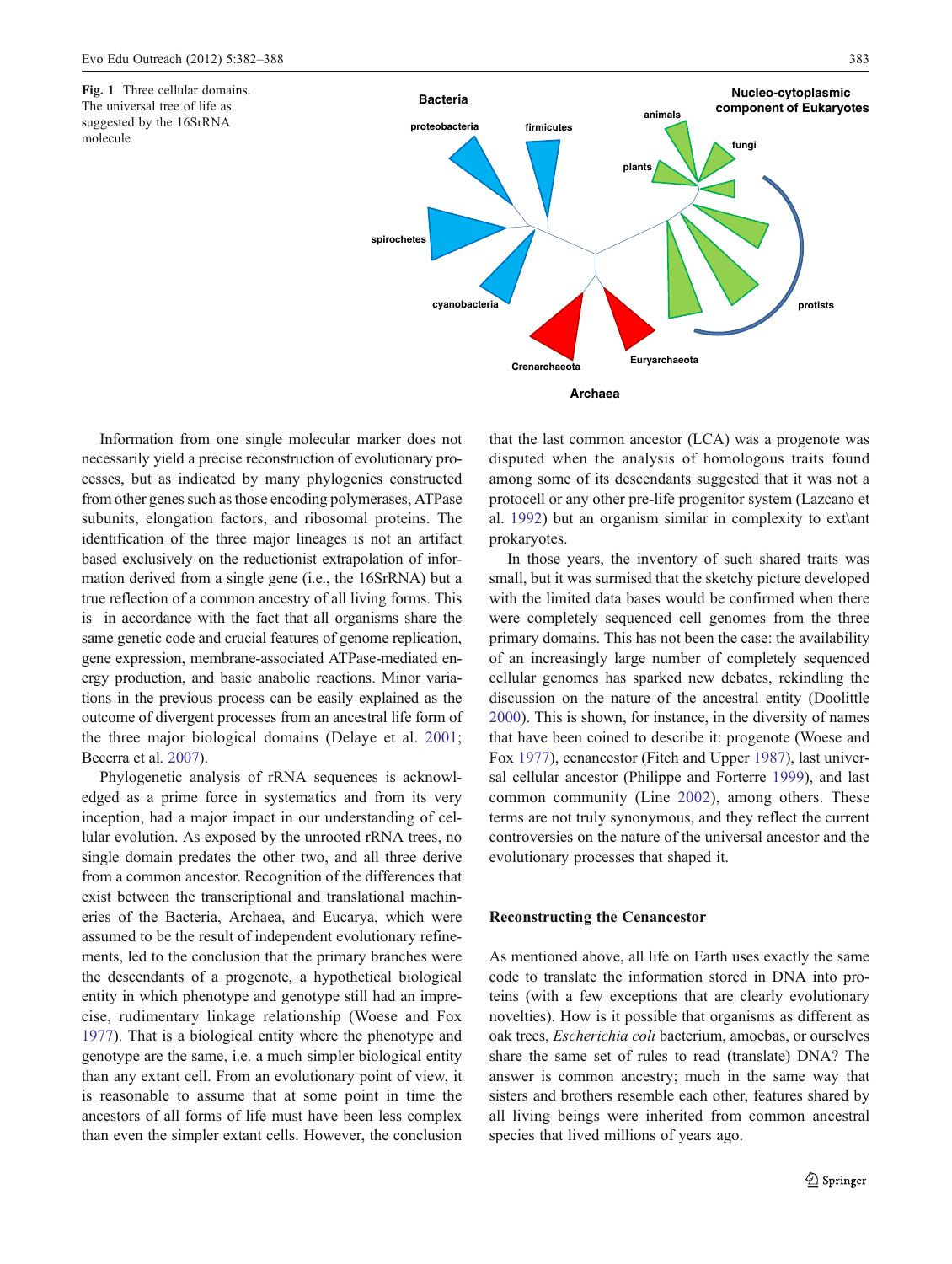**Fig. 1** Three cellular domains. The universal tree of life as suggested by the 16SrRNA molecule

Bacteria

proteobacteria

firmicutes

spirochetes

cyanobacteria

Crenarchaeota

Euryarchaeota

Archaea

Nucleo-cytoplasmic component of Eukaryotes

animals

fungi

plants

protists

Information from one single molecular marker does not necessarily yield a precise reconstruction of evolutionary processes, but as indicated by many phylogenies constructed from other genes such as those encoding polymerases, ATPase subunits, elongation factors, and ribosomal proteins. The identification of the three major lineages is not an artifact based exclusively on the reductionist extrapolation of information derived from a single gene (i.e., the 16SrRNA) but a true reflection of a common ancestry of all living forms. This is in accordance with the fact that all organisms share the same genetic code and crucial features of genome replication, gene expression, membrane-associated ATPase-mediated energy production, and basic anabolic reactions. Minor variations in the previous process can be easily explained as the outcome of divergent processes from an ancestral life form of the three major biological domains (Delaye et al. 2001; Becerra et al. 2007).

Phylogenetic analysis of rRNA sequences is acknowledged as a prime force in systematics and from its very inception, had a major impact in our understanding of cellular evolution. As exposed by the unrooted rRNA trees, no single domain predates the other two, and all three derive from a common ancestor. Recognition of the differences that exist between the transcriptional and translational machineries of the Bacteria, Archaea, and Eucarya, which were assumed to be the result of independent evolutionary refinements, led to the conclusion that the primary branches were the descendants of a progenote, a hypothetical biological entity in which phenotype and genotype still had an imprecise, rudimentary linkage relationship (Woese and Fox 1977). That is a biological entity where the phenotype and genotype are the same, i.e. a much simpler biological entity than any extant cell. From an evolutionary point of view, it is reasonable to assume that at some point in time the ancestors of all forms of life must have been less complex than even the simpler extant cells. However, the conclusion that the last common ancestor (LCA) was a progenote was disputed when the analysis of homologous traits found among some of its descendants suggested that it was not a protocell or any other pre-life progenitor system (Lazcano et al. 1992) but an organism similar in complexity to ext\ant prokaryotes.

In those years, the inventory of such shared traits was small, but it was surmised that the sketchy picture developed with the limited data bases would be confirmed when there were completely sequenced cell genomes from the three primary domains. This has not been the case: the availability of an increasingly large number of completely sequenced cellular genomes has sparked new debates, rekindling the discussion on the nature of the ancestral entity (Doolittle 2000). This is shown, for instance, in the diversity of names that have been coined to describe it: progenote (Woese and Fox 1977), cenancestor (Fitch and Upper 1987), last universal cellular ancestor (Philippe and Forterre 1999), and last common community (Line 2002), among others. These terms are not truly synonymous, and they reflect the current controversies on the nature of the universal ancestor and the evolutionary processes that shaped it.

## Reconstructing the Cenancestor

As mentioned above, all life on Earth uses exactly the same code to translate the information stored in DNA into proteins (with a few exceptions that are clearly evolutionary novelties). How is it possible that organisms as different as oak trees, *Escherichia coli* bacterium, amoebas, or ourselves share the same set of rules to read (translate) DNA? The answer is common ancestry; much in the same way that sisters and brothers resemble each other, features shared by all living beings were inherited from common ancestral species that lived millions of years ago.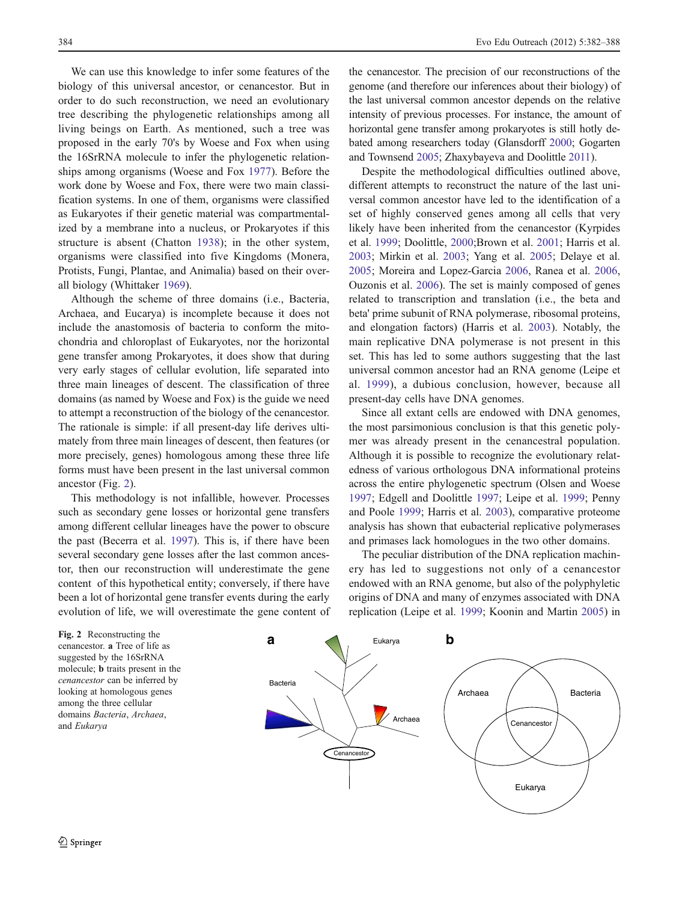We can use this knowledge to infer some features of the biology of this universal ancestor, or cenancestor. But in order to do such reconstruction, we need an evolutionary tree describing the phylogenetic relationships among all living beings on Earth. As mentioned, such a tree was proposed in the early 70's by Woese and Fox when using the 16SrRNA molecule to infer the phylogenetic relationships among organisms (Woese and Fox 1977). Before the work done by Woese and Fox, there were two main classification systems. In one of them, organisms were classified as Eukaryotes if their genetic material was compartmentalized by a membrane into a nucleus, or Prokaryotes if this structure is absent (Chatton 1938); in the other system, organisms were classified into five Kingdoms (Monera, Protists, Fungi, Plantae, and Animalia) based on their overall biology (Whittaker 1969).

Although the scheme of three domains (i.e., Bacteria, Archaea, and Eucarya) is incomplete because it does not include the anastomosis of bacteria to conform the mitochondria and chloroplast of Eukaryotes, nor the horizontal gene transfer among Prokaryotes, it does show that during very early stages of cellular evolution, life separated into three main lineages of descent. The classification of three domains (as named by Woese and Fox) is the guide we need to attempt a reconstruction of the biology of the cenancestor. The rationale is simple: if all present-day life derives ultimately from three main lineages of descent, then features (or more precisely, genes) homologous among these three life forms must have been present in the last universal common ancestor (Fig. 2).

This methodology is not infallible, however. Processes such as secondary gene losses or horizontal gene transfers among different cellular lineages have the power to obscure the past (Becerra et al. 1997). This is, if there have been several secondary gene losses after the last common ancestor, then our reconstruction will underestimate the gene content of this hypothetical entity; conversely, if there have been a lot of horizontal gene transfer events during the early evolution of life, we will overestimate the gene content of the cenancestor. The precision of our reconstructions of the genome (and therefore our inferences about their biology) of the last universal common ancestor depends on the relative intensity of previous processes. For instance, the amount of horizontal gene transfer among prokaryotes is still hotly debated among researchers today (Glansdorff 2000; Gogarten and Townsend 2005; Zhaxybayeva and Doolittle 2011).

Despite the methodological difficulties outlined above, different attempts to reconstruct the nature of the last universal common ancestor have led to the identification of a set of highly conserved genes among all cells that very likely have been inherited from the cenancestor (Kyrpides et al. 1999; Doolittle, 2000;Brown et al. 2001; Harris et al. 2003; Mirkin et al. 2003; Yang et al. 2005; Delaye et al. 2005; Moreira and Lopez-Garcia 2006, Ranea et al. 2006, Ouzonis et al. 2006). The set is mainly composed of genes related to transcription and translation (i.e., the beta and beta' prime subunit of RNA polymerase, ribosomal proteins, and elongation factors) (Harris et al. 2003). Notably, the main replicative DNA polymerase is not present in this set. This has led to some authors suggesting that the last universal common ancestor had an RNA genome (Leipe et al. 1999), a dubious conclusion, however, because all present-day cells have DNA genomes.

Since all extant cells are endowed with DNA genomes, the most parsimonious conclusion is that this genetic polymer was already present in the cenancestral population. Although it is possible to recognize the evolutionary relatedness of various orthologous DNA informational proteins across the entire phylogenetic spectrum (Olsen and Woese 1997; Edgell and Doolittle 1997; Leipe et al. 1999; Penny and Poole 1999; Harris et al. 2003), comparative proteome analysis has shown that eubacterial replicative polymerases and primases lack homologues in the two other domains.

The peculiar distribution of the DNA replication machinery has led to suggestions not only of a cenancestor endowed with an RNA genome, but also of the polyphyletic origins of DNA and many of enzymes associated with DNA replication (Leipe et al. 1999; Koonin and Martin 2005) in

**Fig. 2** Reconstructing the cenancestor. **a** Tree of life as suggested by the 16SrRNA molecule; **b** traits present in the *cenancestor* can be inferred by looking at homologous genes among the three cellular domains *Bacteria*, *Archaea*, and *Eukarya*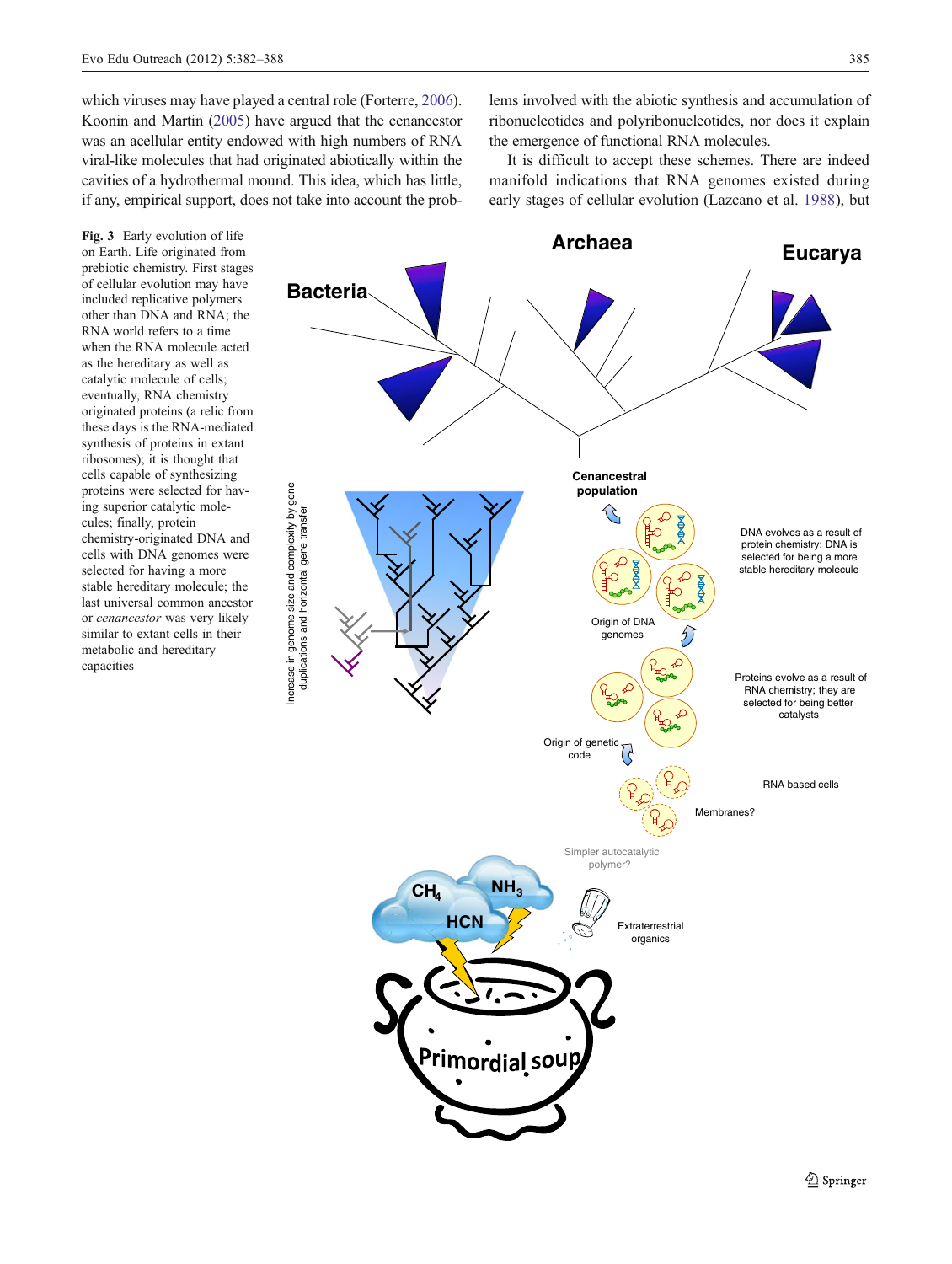which viruses may have played a central role (Forterre, 2006). Koonin and Martin (2005) have argued that the cenancestor was an acellular entity endowed with high numbers of RNA viral-like molecules that had originated abiotically within the cavities of a hydrothermal mound. This idea, which has little, if any, empirical support, does not take into account the problems involved with the abiotic synthesis and accumulation of ribonucleotides and polyribonucleotides, nor does it explain the emergence of functional RNA molecules.

It is difficult to accept these schemes. There are indeed manifold indications that RNA genomes existed during early stages of cellular evolution (Lazcano et al. 1988), but

**Fig. 3** Early evolution of life on Earth. Life originated from prebiotic chemistry. First stages of cellular evolution may have included replicative polymers other than DNA and RNA; the RNA world refers to a time when the RNA molecule acted as the hereditary as well as catalytic molecule of cells; eventually, RNA chemistry originated proteins (a relic from these days is the RNA-mediated synthesis of proteins in extant ribosomes); it is thought that cells capable of synthesizing proteins were selected for having superior catalytic molecules; finally, protein chemistry-originated DNA and cells with DNA genomes were selected for having a more stable hereditary molecule; the last universal common ancestor or *cenancestor* was very likely similar to extant cells in their metabolic and hereditary capacities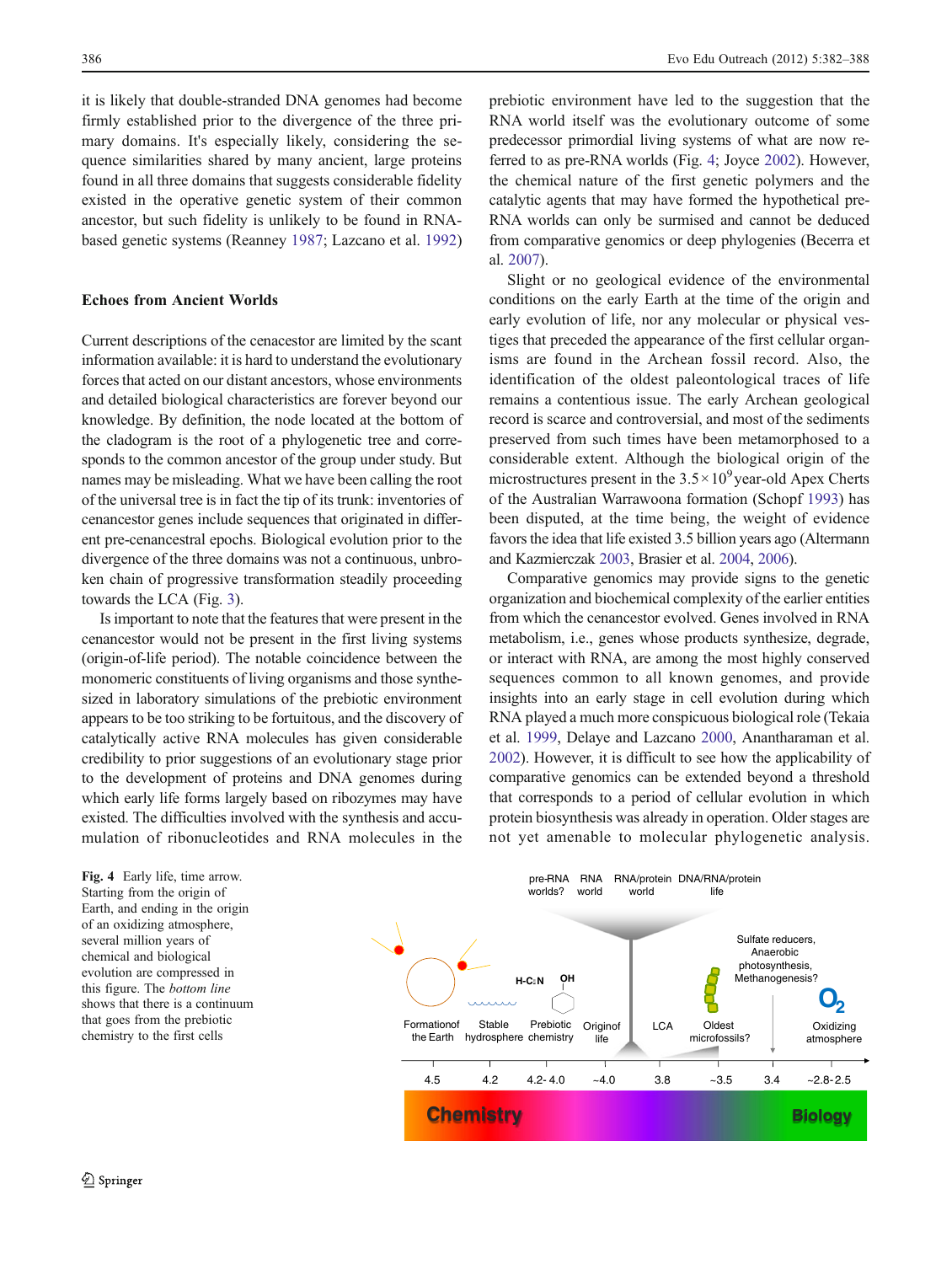it is likely that double-stranded DNA genomes had become firmly established prior to the divergence of the three primary domains. It's especially likely, considering the sequence similarities shared by many ancient, large proteins found in all three domains that suggests considerable fidelity existed in the operative genetic system of their common ancestor, but such fidelity is unlikely to be found in RNA-based genetic systems (Reanney 1987; Lazcano et al. 1992)

### Echoes from Ancient Worlds

Current descriptions of the cenacestor are limited by the scant information available: it is hard to understand the evolutionary forces that acted on our distant ancestors, whose environments and detailed biological characteristics are forever beyond our knowledge. By definition, the node located at the bottom of the cladogram is the root of a phylogenetic tree and corresponds to the common ancestor of the group under study. But names may be misleading. What we have been calling the root of the universal tree is in fact the tip of its trunk: inventories of cenancestor genes include sequences that originated in different pre-cenancestral epochs. Biological evolution prior to the divergence of the three domains was not a continuous, unbroken chain of progressive transformation steadily proceeding towards the LCA (Fig. 3).

Is important to note that the features that were present in the cenancestor would not be present in the first living systems (origin-of-life period). The notable coincidence between the monomeric constituents of living organisms and those synthesized in laboratory simulations of the prebiotic environment appears to be too striking to be fortuitous, and the discovery of catalytically active RNA molecules has given considerable credibility to prior suggestions of an evolutionary stage prior to the development of proteins and DNA genomes during which early life forms largely based on ribozymes may have existed. The difficulties involved with the synthesis and accumulation of ribonucleotides and RNA molecules in the prebiotic environment have led to the suggestion that the RNA world itself was the evolutionary outcome of some predecessor primordial living systems of what are now referred to as pre-RNA worlds (Fig. 4; Joyce 2002). However, the chemical nature of the first genetic polymers and the catalytic agents that may have formed the hypothetical pre-RNA worlds can only be surmised and cannot be deduced from comparative genomics or deep phylogenies (Becerra et al. 2007).

Slight or no geological evidence of the environmental conditions on the early Earth at the time of the origin and early evolution of life, nor any molecular or physical vestiges that preceded the appearance of the first cellular organisms are found in the Archean fossil record. Also, the identification of the oldest paleontological traces of life remains a contentious issue. The early Archean geological record is scarce and controversial, and most of the sediments preserved from such times have been metamorphosed to a considerable extent. Although the biological origin of the microstructures present in the $3.5 \times 10^9$ year-old Apex Cherts of the Australian Warrawoona formation (Schopf 1993) has been disputed, at the time being, the weight of evidence favors the idea that life existed 3.5 billion years ago (Altermann and Kazmierczak 2003, Brasier et al. 2004, 2006).

Comparative genomics may provide signs to the genetic organization and biochemical complexity of the earlier entities from which the cenancestor evolved. Genes involved in RNA metabolism, i.e., genes whose products synthesize, degrade, or interact with RNA, are among the most highly conserved sequences common to all known genomes, and provide insights into an early stage in cell evolution during which RNA played a much more conspicuous biological role (Tekaia et al. 1999, Delaye and Lazcano 2000, Anantharaman et al. 2002). However, it is difficult to see how the applicability of comparative genomics can be extended beyond a threshold that corresponds to a period of cellular evolution in which protein biosynthesis was already in operation. Older stages are not yet amenable to molecular phylogenetic analysis.

pre-RNA worlds? RNA world RNA/protein world DNA/RNA/protein life

Sulfate reducers, Anaerobic photosynthesis, Methanogenesis?

H-C≡N OH

$O_2$

Formation of the Earth | Stable hydrosphere | Prebiotic chemistry | Origin of life | LCA | Oldest microfossils? | Oxidizing atmosphere

4.5 4.2 4.2-4.0 ~4.0 3.8 ~3.5 3.4 ~2.8-2.5

Chemistry Biology

**Fig. 4** Early life, time arrow. Starting from the origin of Earth, and ending in the origin of an oxidizing atmosphere, several million years of chemical and biological evolution are compressed in this figure. The *bottom line* shows that there is a continuum that goes from the prebiotic chemistry to the first cells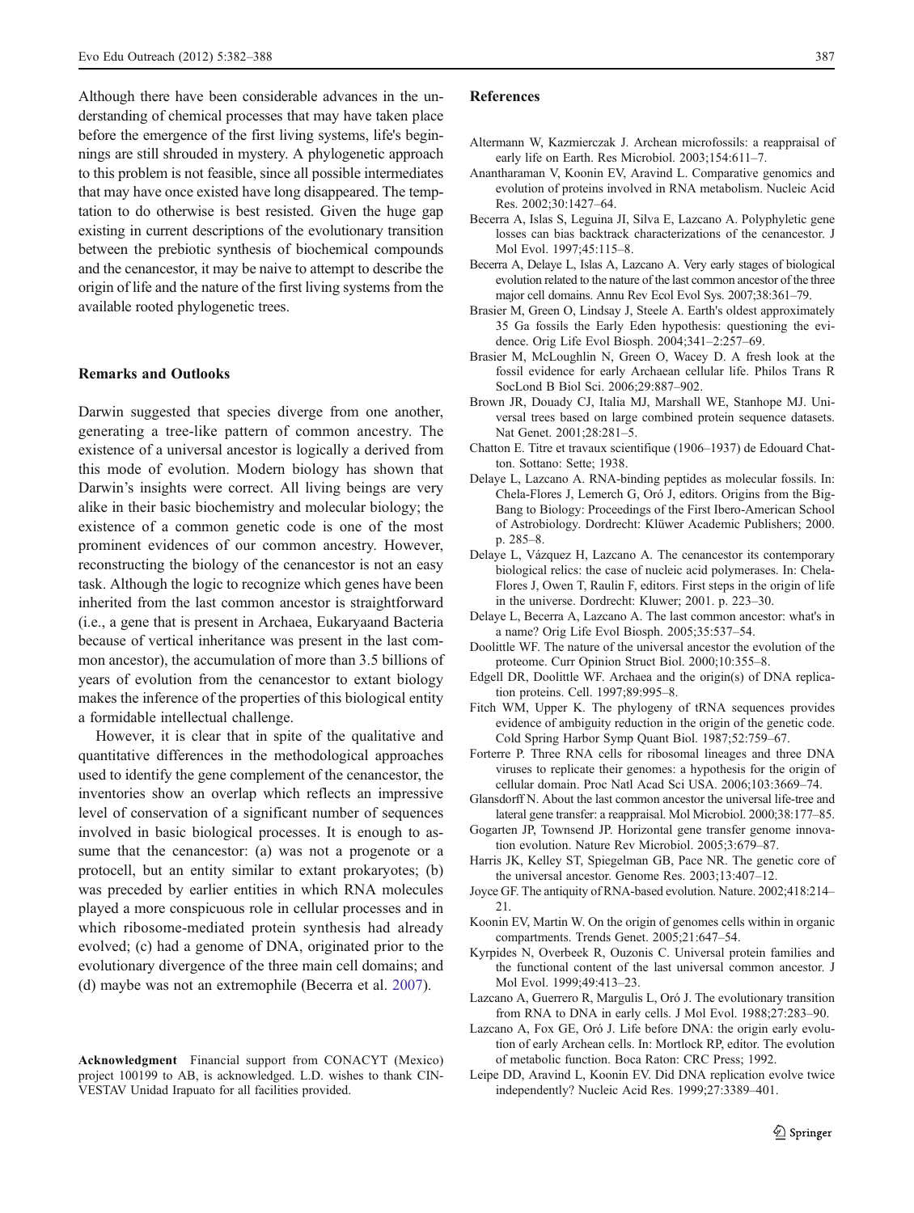Although there have been considerable advances in the understanding of chemical processes that may have taken place before the emergence of the first living systems, life's beginnings are still shrouded in mystery. A phylogenetic approach to this problem is not feasible, since all possible intermediates that may have once existed have long disappeared. The temptation to do otherwise is best resisted. Given the huge gap existing in current descriptions of the evolutionary transition between the prebiotic synthesis of biochemical compounds and the cenancestor, it may be naive to attempt to describe the origin of life and the nature of the first living systems from the available rooted phylogenetic trees.

## Remarks and Outlooks

Darwin suggested that species diverge from one another, generating a tree-like pattern of common ancestry. The existence of a universal ancestor is logically a derived from this mode of evolution. Modern biology has shown that Darwin's insights were correct. All living beings are very alike in their basic biochemistry and molecular biology; the existence of a common genetic code is one of the most prominent evidences of our common ancestry. However, reconstructing the biology of the cenancestor is not an easy task. Although the logic to recognize which genes have been inherited from the last common ancestor is straightforward (i.e., a gene that is present in Archaea, Eukaryaand Bacteria because of vertical inheritance was present in the last common ancestor), the accumulation of more than 3.5 billions of years of evolution from the cenancestor to extant biology makes the inference of the properties of this biological entity a formidable intellectual challenge.

However, it is clear that in spite of the qualitative and quantitative differences in the methodological approaches used to identify the gene complement of the cenancestor, the inventories show an overlap which reflects an impressive level of conservation of a significant number of sequences involved in basic biological processes. It is enough to assume that the cenancestor: (a) was not a progenote or a protocell, but an entity similar to extant prokaryotes; (b) was preceded by earlier entities in which RNA molecules played a more conspicuous role in cellular processes and in which ribosome-mediated protein synthesis had already evolved; (c) had a genome of DNA, originated prior to the evolutionary divergence of the three main cell domains; and (d) maybe was not an extremophile (Becerra et al. 2007).

**Acknowledgment** Financial support from CONACYT (Mexico) project 100199 to AB, is acknowledged. L.D. wishes to thank CINVESTAV Unidad Irapuato for all facilities provided.

## References

Altermann W, Kazmierczak J. Archean microfossils: a reappraisal of early life on Earth. Res Microbiol. 2003;154:611–7.

Anantharaman V, Koonin EV, Aravind L. Comparative genomics and evolution of proteins involved in RNA metabolism. Nucleic Acid Res. 2002;30:1427–64.

Becerra A, Islas S, Leguina JI, Silva E, Lazcano A. Polyphyletic gene losses can bias backtrack characterizations of the cenancestor. J Mol Evol. 1997;45:115–8.

Becerra A, Delaye L, Islas A, Lazcano A. Very early stages of biological evolution related to the nature of the last common ancestor of the three major cell domains. Annu Rev Ecol Evol Sys. 2007;38:361–79.

Brasier M, Green O, Lindsay J, Steele A. Earth's oldest approximately 35 Ga fossils the Early Eden hypothesis: questioning the evidence. Orig Life Evol Biosph. 2004;341–2:257–69.

Brasier M, McLoughlin N, Green O, Wacey D. A fresh look at the fossil evidence for early Archaean cellular life. Philos Trans R SocLond B Biol Sci. 2006;29:887–902.

Brown JR, Douady CJ, Italia MJ, Marshall WE, Stanhope MJ. Universal trees based on large combined protein sequence datasets. Nat Genet. 2001;28:281–5.

Chatton E. Titre et travaux scientifique (1906–1937) de Edouard Chatton. Sottano: Sette; 1938.

Delaye L, Lazcano A. RNA-binding peptides as molecular fossils. In: Chela-Flores J, Lemerch G, Oró J, editors. Origins from the Big-Bang to Biology: Proceedings of the First Ibero-American School of Astrobiology. Dordrecht: Klüwer Academic Publishers; 2000. p. 285–8.

Delaye L, Vázquez H, Lazcano A. The cenancestor its contemporary biological relics: the case of nucleic acid polymerases. In: Chela-Flores J, Owen T, Raulin F, editors. First steps in the origin of life in the universe. Dordrecht: Kluwer; 2001. p. 223–30.

Delaye L, Becerra A, Lazcano A. The last common ancestor: what's in a name? Orig Life Evol Biosph. 2005;35:537–54.

Doolittle WF. The nature of the universal ancestor the evolution of the proteome. Curr Opinion Struct Biol. 2000;10:355–8.

Edgell DR, Doolittle WF. Archaea and the origin(s) of DNA replication proteins. Cell. 1997;89:995–8.

Fitch WM, Upper K. The phylogeny of tRNA sequences provides evidence of ambiguity reduction in the origin of the genetic code. Cold Spring Harbor Symp Quant Biol. 1987;52:759–67.

Forterre P. Three RNA cells for ribosomal lineages and three DNA viruses to replicate their genomes: a hypothesis for the origin of cellular domain. Proc Natl Acad Sci USA. 2006;103:3669–74.

Glansdorff N. About the last common ancestor the universal life-tree and lateral gene transfer: a reappraisal. Mol Microbiol. 2000;38:177–85.

Gogarten JP, Townsend JP. Horizontal gene transfer genome innovation evolution. Nature Rev Microbiol. 2005;3:679–87.

Harris JK, Kelley ST, Spiegelman GB, Pace NR. The genetic core of the universal ancestor. Genome Res. 2003;13:407–12.

Joyce GF. The antiquity of RNA-based evolution. Nature. 2002;418:214–21.

Koonin EV, Martin W. On the origin of genomes cells within in organic compartments. Trends Genet. 2005;21:647–54.

Kyrpides N, Overbeek R, Ouzonis C. Universal protein families and the functional content of the last universal common ancestor. J Mol Evol. 1999;49:413–23.

Lazcano A, Guerrero R, Margulis L, Oró J. The evolutionary transition from RNA to DNA in early cells. J Mol Evol. 1988;27:283–90.

Lazcano A, Fox GE, Oró J. Life before DNA: the origin early evolution of early Archean cells. In: Mortlock RP, editor. The evolution of metabolic function. Boca Raton: CRC Press; 1992.

Leipe DD, Aravind L, Koonin EV. Did DNA replication evolve twice independently? Nucleic Acid Res. 1999;27:3389–401.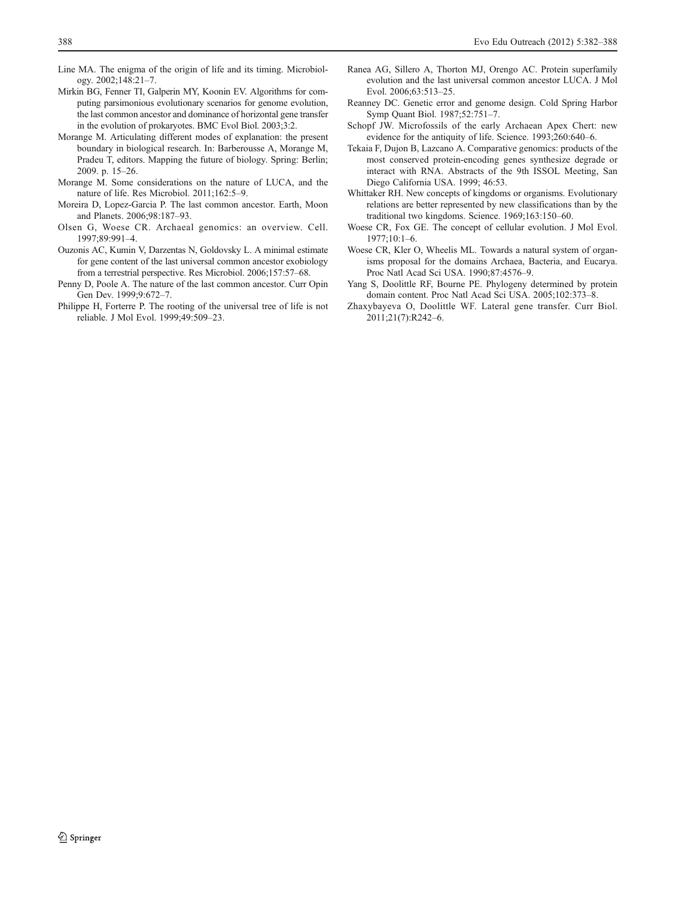Line MA. The enigma of the origin of life and its timing. Microbiology. 2002;148:21–7.

Mirkin BG, Fenner TI, Galperin MY, Koonin EV. Algorithms for computing parsimonious evolutionary scenarios for genome evolution, the last common ancestor and dominance of horizontal gene transfer in the evolution of prokaryotes. BMC Evol Biol. 2003;3:2.

Morange M. Articulating different modes of explanation: the present boundary in biological research. In: Barberousse A, Morange M, Pradeu T, editors. Mapping the future of biology. Spring: Berlin; 2009. p. 15–26.

Morange M. Some considerations on the nature of LUCA, and the nature of life. Res Microbiol. 2011;162:5–9.

Moreira D, Lopez-Garcia P. The last common ancestor. Earth, Moon and Planets. 2006;98:187–93.

Olsen G, Woese CR. Archaeal genomics: an overview. Cell. 1997;89:991–4.

Ouzonis AC, Kumin V, Darzentas N, Goldovsky L. A minimal estimate for gene content of the last universal common ancestor exobiology from a terrestrial perspective. Res Microbiol. 2006;157:57–68.

Penny D, Poole A. The nature of the last common ancestor. Curr Opin Gen Dev. 1999;9:672–7.

Philippe H, Forterre P. The rooting of the universal tree of life is not reliable. J Mol Evol. 1999;49:509–23.

Ranea AG, Sillero A, Thorton MJ, Orengo AC. Protein superfamily evolution and the last universal common ancestor LUCA. J Mol Evol. 2006;63:513–25.

Reanney DC. Genetic error and genome design. Cold Spring Harbor Symp Quant Biol. 1987;52:751–7.

Schopf JW. Microfossils of the early Archaean Apex Chert: new evidence for the antiquity of life. Science. 1993;260:640–6.

Tekaia F, Dujon B, Lazcano A. Comparative genomics: products of the most conserved protein-encoding genes synthesize degrade or interact with RNA. Abstracts of the 9th ISSOL Meeting, San Diego California USA. 1999; 46:53.

Whittaker RH. New concepts of kingdoms or organisms. Evolutionary relations are better represented by new classifications than by the traditional two kingdoms. Science. 1969;163:150–60.

Woese CR, Fox GE. The concept of cellular evolution. J Mol Evol. 1977;10:1–6.

Woese CR, Kler O, Wheelis ML. Towards a natural system of organisms proposal for the domains Archaea, Bacteria, and Eucarya. Proc Natl Acad Sci USA. 1990;87:4576–9.

Yang S, Doolittle RF, Bourne PE. Phylogeny determined by protein domain content. Proc Natl Acad Sci USA. 2005;102:373–8.

Zhaxybayeva O, Doolittle WF. Lateral gene transfer. Curr Biol. 2011;21(7):R242–6.